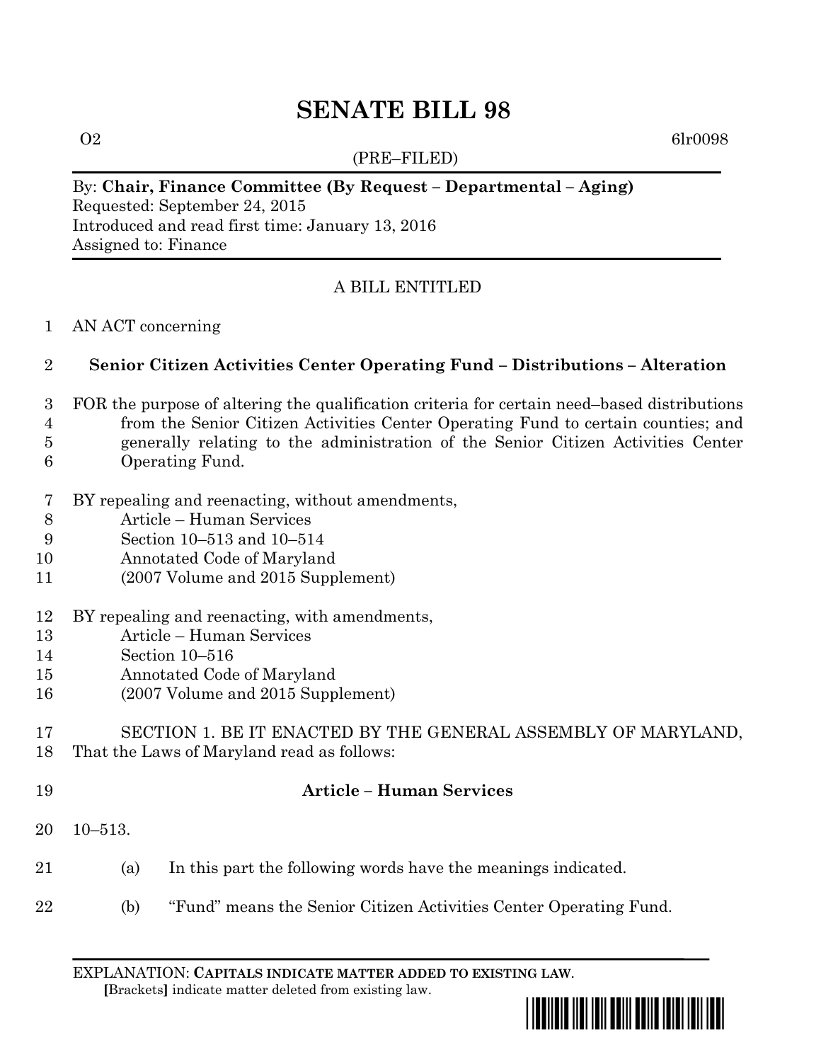# SENATE BILL 98

O2 6lr0098

(PRE–FILED)

By: **Chair, Finance Committee (By Request – Departmental – Aging)**
Requested: September 24, 2015
Introduced and read first time: January 13, 2016
Assigned to: Finance

A BILL ENTITLED

1 AN ACT concerning

2 **Senior Citizen Activities Center Operating Fund – Distributions – Alteration**

3 FOR the purpose of altering the qualification criteria for certain need–based distributions
4 from the Senior Citizen Activities Center Operating Fund to certain counties; and
5 generally relating to the administration of the Senior Citizen Activities Center
6 Operating Fund.

7 BY repealing and reenacting, without amendments,
8 Article – Human Services
9 Section 10–513 and 10–514
10 Annotated Code of Maryland
11 (2007 Volume and 2015 Supplement)

12 BY repealing and reenacting, with amendments,
13 Article – Human Services
14 Section 10–516
15 Annotated Code of Maryland
16 (2007 Volume and 2015 Supplement)

17 SECTION 1. BE IT ENACTED BY THE GENERAL ASSEMBLY OF MARYLAND,
18 That the Laws of Maryland read as follows:

19 **Article – Human Services**

20 10–513.

21 (a) In this part the following words have the meanings indicated.

22 (b) "Fund" means the Senior Citizen Activities Center Operating Fund.

EXPLANATION: **CAPITALS INDICATE MATTER ADDED TO EXISTING LAW**.
**[**Brackets**]** indicate matter deleted from existing law.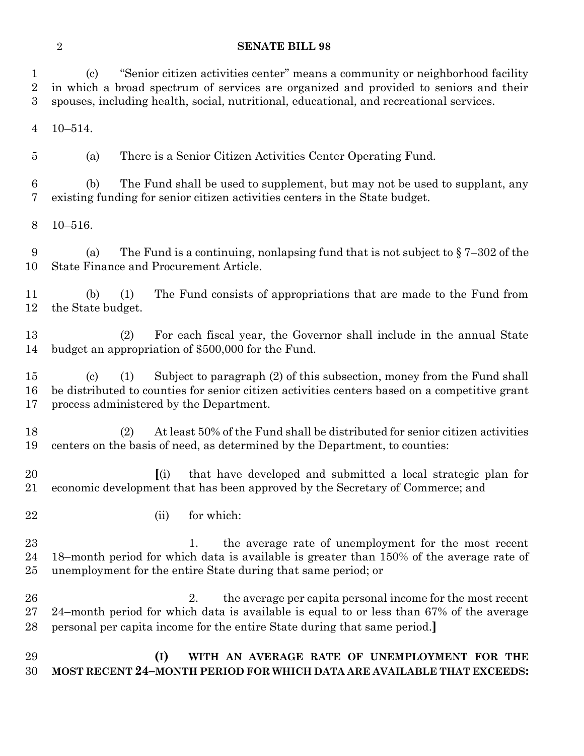(c) "Senior citizen activities center" means a community or neighborhood facility in which a broad spectrum of services are organized and provided to seniors and their spouses, including health, social, nutritional, educational, and recreational services.

10–514.

(a) There is a Senior Citizen Activities Center Operating Fund.

(b) The Fund shall be used to supplement, but may not be used to supplant, any existing funding for senior citizen activities centers in the State budget.

10–516.

(a) The Fund is a continuing, nonlapsing fund that is not subject to § 7–302 of the State Finance and Procurement Article.

(b) (1) The Fund consists of appropriations that are made to the Fund from the State budget.

(2) For each fiscal year, the Governor shall include in the annual State budget an appropriation of $500,000 for the Fund.

(c) (1) Subject to paragraph (2) of this subsection, money from the Fund shall be distributed to counties for senior citizen activities centers based on a competitive grant process administered by the Department.

(2) At least 50% of the Fund shall be distributed for senior citizen activities centers on the basis of need, as determined by the Department, to counties:

**[**(i) that have developed and submitted a local strategic plan for economic development that has been approved by the Secretary of Commerce; and

(ii) for which:

1. the average rate of unemployment for the most recent 18–month period for which data is available is greater than 150% of the average rate of unemployment for the entire State during that same period; or

2. the average per capita personal income for the most recent 24–month period for which data is available is equal to or less than 67% of the average personal per capita income for the entire State during that same period.**]**

**(I) WITH AN AVERAGE RATE OF UNEMPLOYMENT FOR THE MOST RECENT 24–MONTH PERIOD FOR WHICH DATA ARE AVAILABLE THAT EXCEEDS:**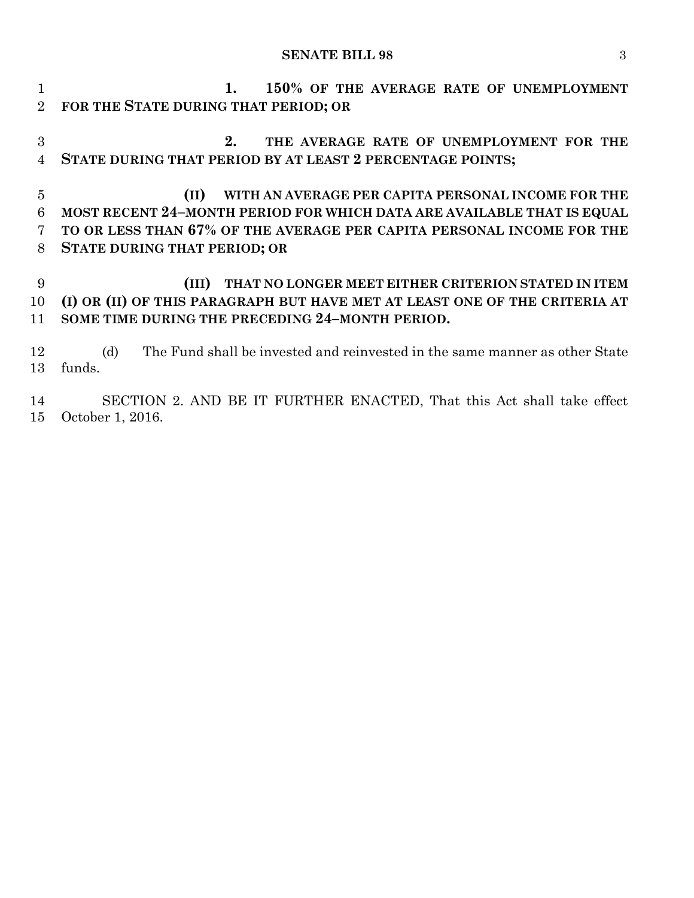**1. 150% OF THE AVERAGE RATE OF UNEMPLOYMENT FOR THE STATE DURING THAT PERIOD; OR**

**2. THE AVERAGE RATE OF UNEMPLOYMENT FOR THE STATE DURING THAT PERIOD BY AT LEAST 2 PERCENTAGE POINTS;**

**(II) WITH AN AVERAGE PER CAPITA PERSONAL INCOME FOR THE MOST RECENT 24–MONTH PERIOD FOR WHICH DATA ARE AVAILABLE THAT IS EQUAL TO OR LESS THAN 67% OF THE AVERAGE PER CAPITA PERSONAL INCOME FOR THE STATE DURING THAT PERIOD; OR**

**(III) THAT NO LONGER MEET EITHER CRITERION STATED IN ITEM (I) OR (II) OF THIS PARAGRAPH BUT HAVE MET AT LEAST ONE OF THE CRITERIA AT SOME TIME DURING THE PRECEDING 24–MONTH PERIOD.**

(d) The Fund shall be invested and reinvested in the same manner as other State funds.

SECTION 2. AND BE IT FURTHER ENACTED, That this Act shall take effect October 1, 2016.